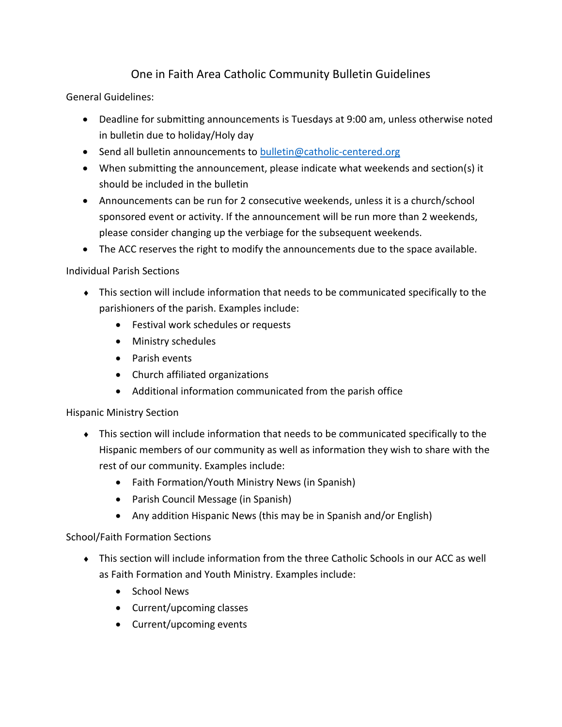# One in Faith Area Catholic Community Bulletin Guidelines

General Guidelines:

- Deadline for submitting announcements is Tuesdays at 9:00 am, unless otherwise noted in bulletin due to holiday/Holy day
- Send all bulletin announcements to bulletin@catholic-centered.org
- When submitting the announcement, please indicate what weekends and section(s) it should be included in the bulletin
- Announcements can be run for 2 consecutive weekends, unless it is a church/school sponsored event or activity. If the announcement will be run more than 2 weekends, please consider changing up the verbiage for the subsequent weekends.
- The ACC reserves the right to modify the announcements due to the space available.

Individual Parish Sections

- This section will include information that needs to be communicated specifically to the parishioners of the parish. Examples include:
  - Festival work schedules or requests
  - Ministry schedules
  - Parish events
  - Church affiliated organizations
  - Additional information communicated from the parish office

Hispanic Ministry Section

- This section will include information that needs to be communicated specifically to the Hispanic members of our community as well as information they wish to share with the rest of our community. Examples include:
  - Faith Formation/Youth Ministry News (in Spanish)
  - Parish Council Message (in Spanish)
  - Any addition Hispanic News (this may be in Spanish and/or English)

School/Faith Formation Sections

- This section will include information from the three Catholic Schools in our ACC as well as Faith Formation and Youth Ministry. Examples include:
  - School News
  - Current/upcoming classes
  - Current/upcoming events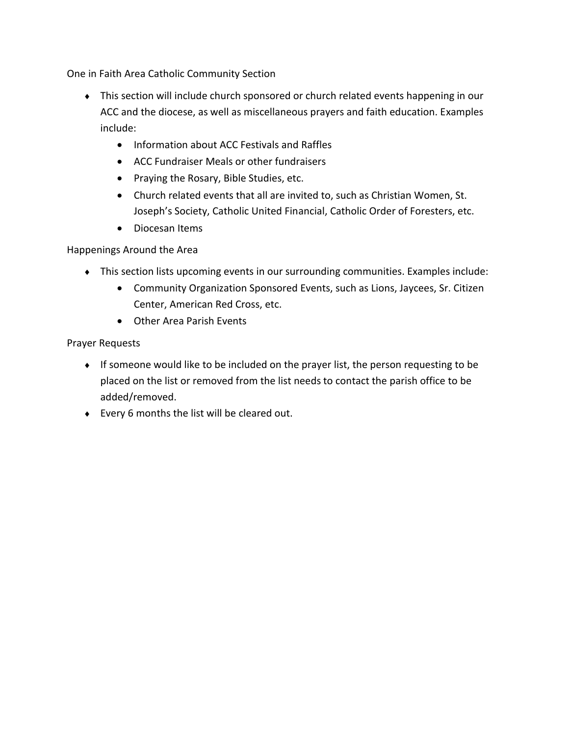One in Faith Area Catholic Community Section

- This section will include church sponsored or church related events happening in our ACC and the diocese, as well as miscellaneous prayers and faith education. Examples include:
  - Information about ACC Festivals and Raffles
  - ACC Fundraiser Meals or other fundraisers
  - Praying the Rosary, Bible Studies, etc.
  - Church related events that all are invited to, such as Christian Women, St. Joseph's Society, Catholic United Financial, Catholic Order of Foresters, etc.
  - Diocesan Items

Happenings Around the Area

- This section lists upcoming events in our surrounding communities. Examples include:
  - Community Organization Sponsored Events, such as Lions, Jaycees, Sr. Citizen Center, American Red Cross, etc.
  - Other Area Parish Events

Prayer Requests

- If someone would like to be included on the prayer list, the person requesting to be placed on the list or removed from the list needs to contact the parish office to be added/removed.
- Every 6 months the list will be cleared out.